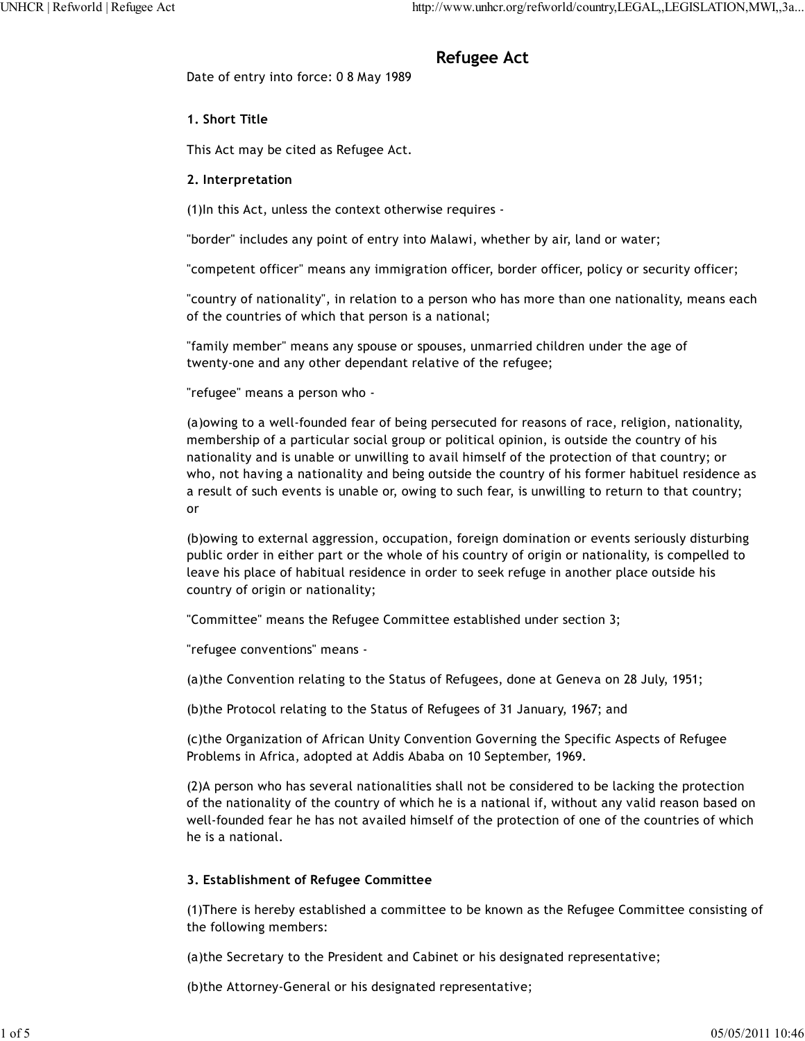# Refugee Act

Date of entry into force: 0 8 May 1989

**1. Short Title**

This Act may be cited as Refugee Act.

**2. Interpretation**

(1)In this Act, unless the context otherwise requires -

"border" includes any point of entry into Malawi, whether by air, land or water;

"competent officer" means any immigration officer, border officer, policy or security officer;

"country of nationality", in relation to a person who has more than one nationality, means each of the countries of which that person is a national;

"family member" means any spouse or spouses, unmarried children under the age of twenty-one and any other dependant relative of the refugee;

"refugee" means a person who -

(a)owing to a well-founded fear of being persecuted for reasons of race, religion, nationality, membership of a particular social group or political opinion, is outside the country of his nationality and is unable or unwilling to avail himself of the protection of that country; or who, not having a nationality and being outside the country of his former habituel residence as a result of such events is unable or, owing to such fear, is unwilling to return to that country; or

(b)owing to external aggression, occupation, foreign domination or events seriously disturbing public order in either part or the whole of his country of origin or nationality, is compelled to leave his place of habitual residence in order to seek refuge in another place outside his country of origin or nationality;

"Committee" means the Refugee Committee established under section 3;

"refugee conventions" means -

(a)the Convention relating to the Status of Refugees, done at Geneva on 28 July, 1951;

(b)the Protocol relating to the Status of Refugees of 31 January, 1967; and

(c)the Organization of African Unity Convention Governing the Specific Aspects of Refugee Problems in Africa, adopted at Addis Ababa on 10 September, 1969.

(2)A person who has several nationalities shall not be considered to be lacking the protection of the nationality of the country of which he is a national if, without any valid reason based on well-founded fear he has not availed himself of the protection of one of the countries of which he is a national.

**3. Establishment of Refugee Committee**

(1)There is hereby established a committee to be known as the Refugee Committee consisting of the following members:

(a)the Secretary to the President and Cabinet or his designated representative;

(b)the Attorney-General or his designated representative;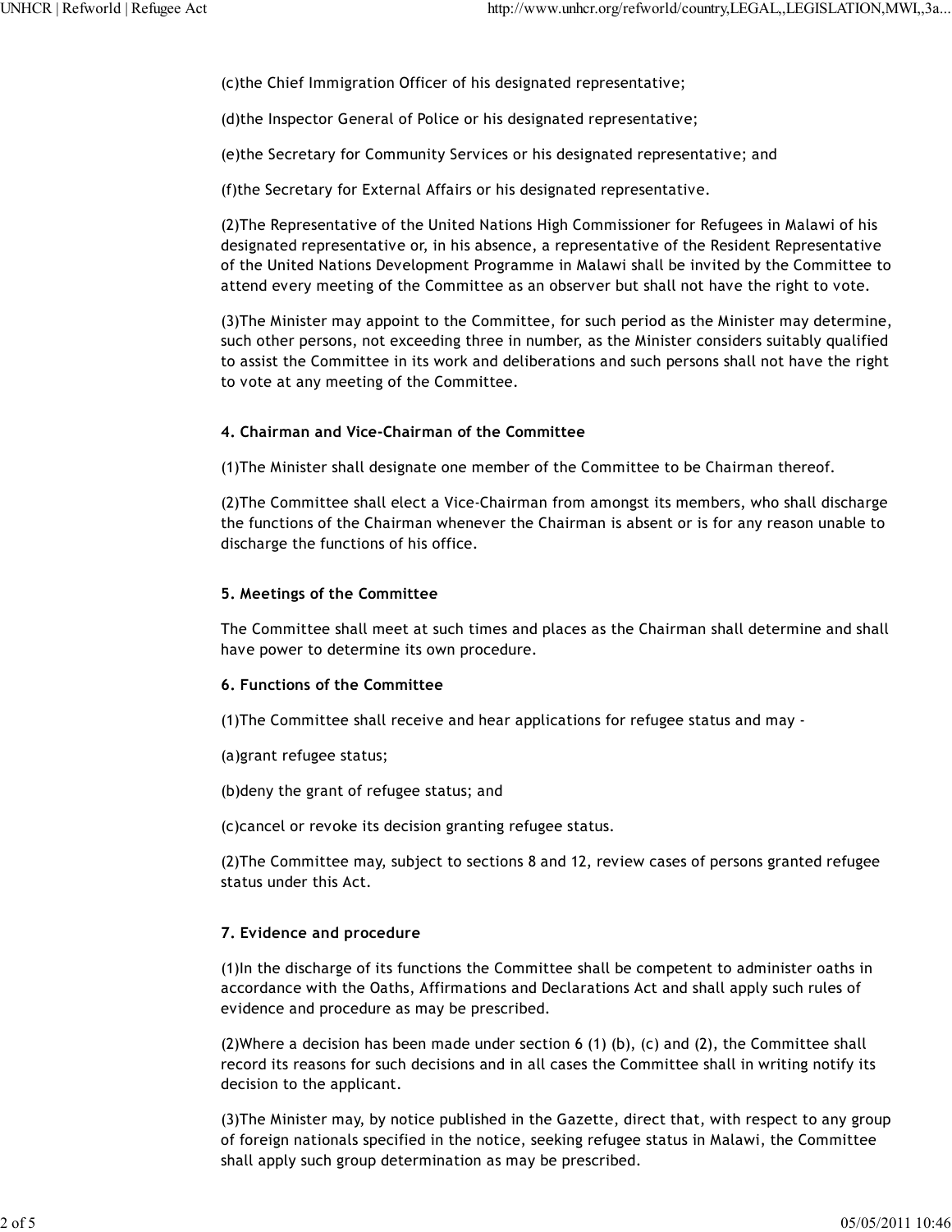(c)the Chief Immigration Officer of his designated representative;

(d)the Inspector General of Police or his designated representative;

(e)the Secretary for Community Services or his designated representative; and

(f)the Secretary for External Affairs or his designated representative.

(2)The Representative of the United Nations High Commissioner for Refugees in Malawi of his designated representative or, in his absence, a representative of the Resident Representative of the United Nations Development Programme in Malawi shall be invited by the Committee to attend every meeting of the Committee as an observer but shall not have the right to vote.

(3)The Minister may appoint to the Committee, for such period as the Minister may determine, such other persons, not exceeding three in number, as the Minister considers suitably qualified to assist the Committee in its work and deliberations and such persons shall not have the right to vote at any meeting of the Committee.

**4. Chairman and Vice-Chairman of the Committee**

(1)The Minister shall designate one member of the Committee to be Chairman thereof.

(2)The Committee shall elect a Vice-Chairman from amongst its members, who shall discharge the functions of the Chairman whenever the Chairman is absent or is for any reason unable to discharge the functions of his office.

**5. Meetings of the Committee**

The Committee shall meet at such times and places as the Chairman shall determine and shall have power to determine its own procedure.

**6. Functions of the Committee**

(1)The Committee shall receive and hear applications for refugee status and may -

(a)grant refugee status;

(b)deny the grant of refugee status; and

(c)cancel or revoke its decision granting refugee status.

(2)The Committee may, subject to sections 8 and 12, review cases of persons granted refugee status under this Act.

**7. Evidence and procedure**

(1)In the discharge of its functions the Committee shall be competent to administer oaths in accordance with the Oaths, Affirmations and Declarations Act and shall apply such rules of evidence and procedure as may be prescribed.

(2)Where a decision has been made under section 6 (1) (b), (c) and (2), the Committee shall record its reasons for such decisions and in all cases the Committee shall in writing notify its decision to the applicant.

(3)The Minister may, by notice published in the Gazette, direct that, with respect to any group of foreign nationals specified in the notice, seeking refugee status in Malawi, the Committee shall apply such group determination as may be prescribed.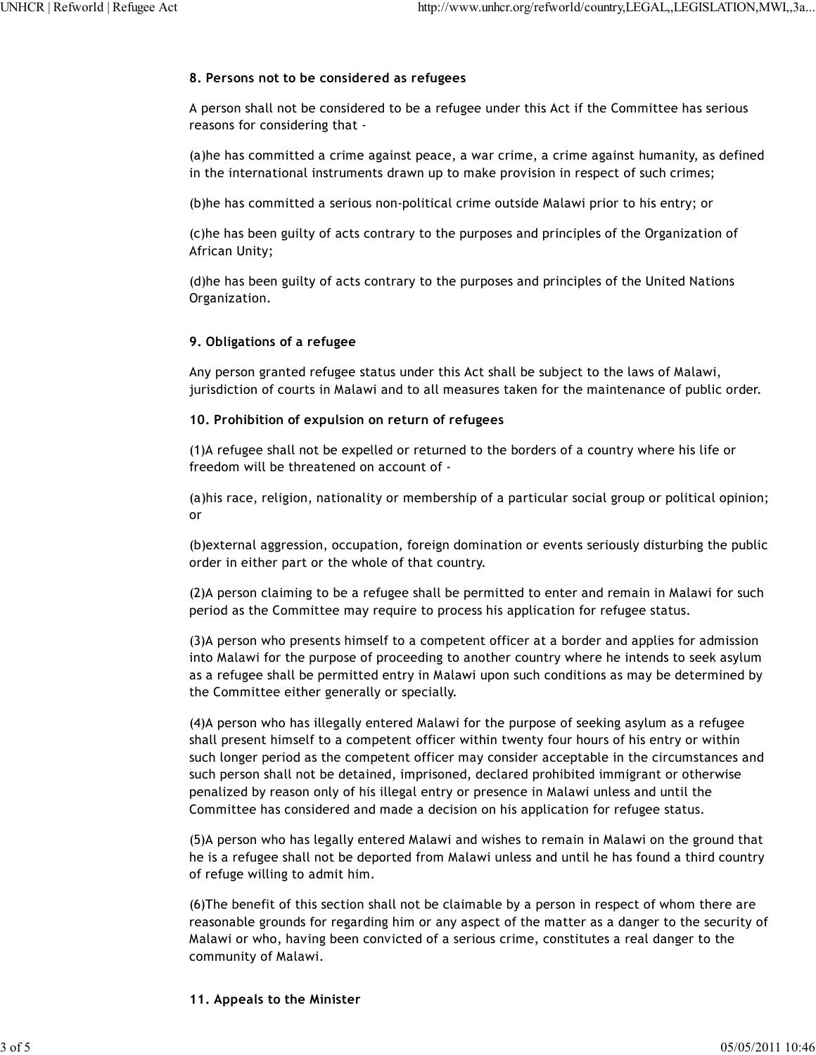### 8. Persons not to be considered as refugees

A person shall not be considered to be a refugee under this Act if the Committee has serious reasons for considering that -

(a)he has committed a crime against peace, a war crime, a crime against humanity, as defined in the international instruments drawn up to make provision in respect of such crimes;

(b)he has committed a serious non-political crime outside Malawi prior to his entry; or

(c)he has been guilty of acts contrary to the purposes and principles of the Organization of African Unity;

(d)he has been guilty of acts contrary to the purposes and principles of the United Nations Organization.

### 9. Obligations of a refugee

Any person granted refugee status under this Act shall be subject to the laws of Malawi, jurisdiction of courts in Malawi and to all measures taken for the maintenance of public order.

### 10. Prohibition of expulsion on return of refugees

(1)A refugee shall not be expelled or returned to the borders of a country where his life or freedom will be threatened on account of -

(a)his race, religion, nationality or membership of a particular social group or political opinion; or

(b)external aggression, occupation, foreign domination or events seriously disturbing the public order in either part or the whole of that country.

(2)A person claiming to be a refugee shall be permitted to enter and remain in Malawi for such period as the Committee may require to process his application for refugee status.

(3)A person who presents himself to a competent officer at a border and applies for admission into Malawi for the purpose of proceeding to another country where he intends to seek asylum as a refugee shall be permitted entry in Malawi upon such conditions as may be determined by the Committee either generally or specially.

(4)A person who has illegally entered Malawi for the purpose of seeking asylum as a refugee shall present himself to a competent officer within twenty four hours of his entry or within such longer period as the competent officer may consider acceptable in the circumstances and such person shall not be detained, imprisoned, declared prohibited immigrant or otherwise penalized by reason only of his illegal entry or presence in Malawi unless and until the Committee has considered and made a decision on his application for refugee status.

(5)A person who has legally entered Malawi and wishes to remain in Malawi on the ground that he is a refugee shall not be deported from Malawi unless and until he has found a third country of refuge willing to admit him.

(6)The benefit of this section shall not be claimable by a person in respect of whom there are reasonable grounds for regarding him or any aspect of the matter as a danger to the security of Malawi or who, having been convicted of a serious crime, constitutes a real danger to the community of Malawi.

### 11. Appeals to the Minister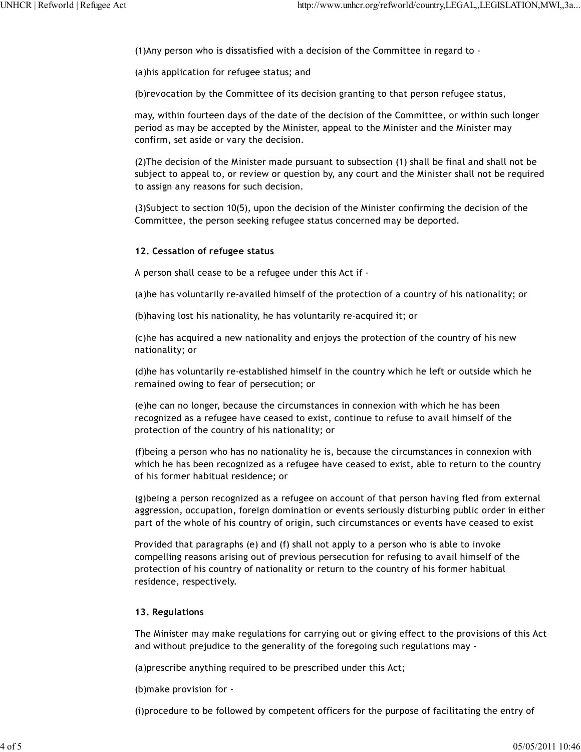(1)Any person who is dissatisfied with a decision of the Committee in regard to -

(a)his application for refugee status; and

(b)revocation by the Committee of its decision granting to that person refugee status,

may, within fourteen days of the date of the decision of the Committee, or within such longer period as may be accepted by the Minister, appeal to the Minister and the Minister may confirm, set aside or vary the decision.

(2)The decision of the Minister made pursuant to subsection (1) shall be final and shall not be subject to appeal to, or review or question by, any court and the Minister shall not be required to assign any reasons for such decision.

(3)Subject to section 10(5), upon the decision of the Minister confirming the decision of the Committee, the person seeking refugee status concerned may be deported.

### 12. Cessation of refugee status

A person shall cease to be a refugee under this Act if -

(a)he has voluntarily re-availed himself of the protection of a country of his nationality; or

(b)having lost his nationality, he has voluntarily re-acquired it; or

(c)he has acquired a new nationality and enjoys the protection of the country of his new nationality; or

(d)he has voluntarily re-established himself in the country which he left or outside which he remained owing to fear of persecution; or

(e)he can no longer, because the circumstances in connexion with which he has been recognized as a refugee have ceased to exist, continue to refuse to avail himself of the protection of the country of his nationality; or

(f)being a person who has no nationality he is, because the circumstances in connexion with which he has been recognized as a refugee have ceased to exist, able to return to the country of his former habitual residence; or

(g)being a person recognized as a refugee on account of that person having fled from external aggression, occupation, foreign domination or events seriously disturbing public order in either part of the whole of his country of origin, such circumstances or events have ceased to exist

Provided that paragraphs (e) and (f) shall not apply to a person who is able to invoke compelling reasons arising out of previous persecution for refusing to avail himself of the protection of his country of nationality or return to the country of his former habitual residence, respectively.

### 13. Regulations

The Minister may make regulations for carrying out or giving effect to the provisions of this Act and without prejudice to the generality of the foregoing such regulations may -

(a)prescribe anything required to be prescribed under this Act;

(b)make provision for -

(i)procedure to be followed by competent officers for the purpose of facilitating the entry of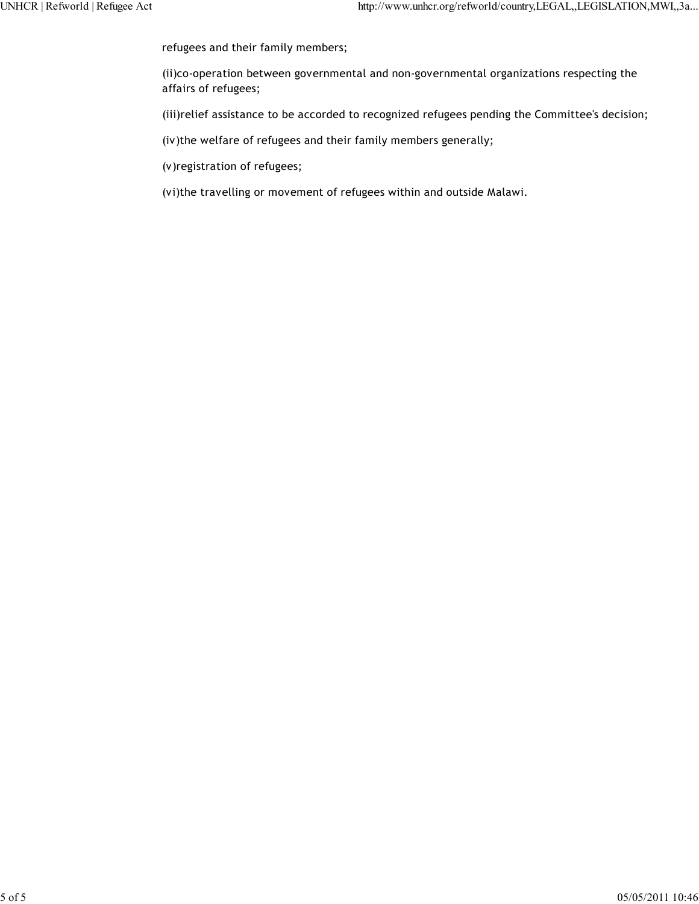refugees and their family members;

(ii)co-operation between governmental and non-governmental organizations respecting the affairs of refugees;

(iii)relief assistance to be accorded to recognized refugees pending the Committee's decision;

(iv)the welfare of refugees and their family members generally;

(v)registration of refugees;

(vi)the travelling or movement of refugees within and outside Malawi.